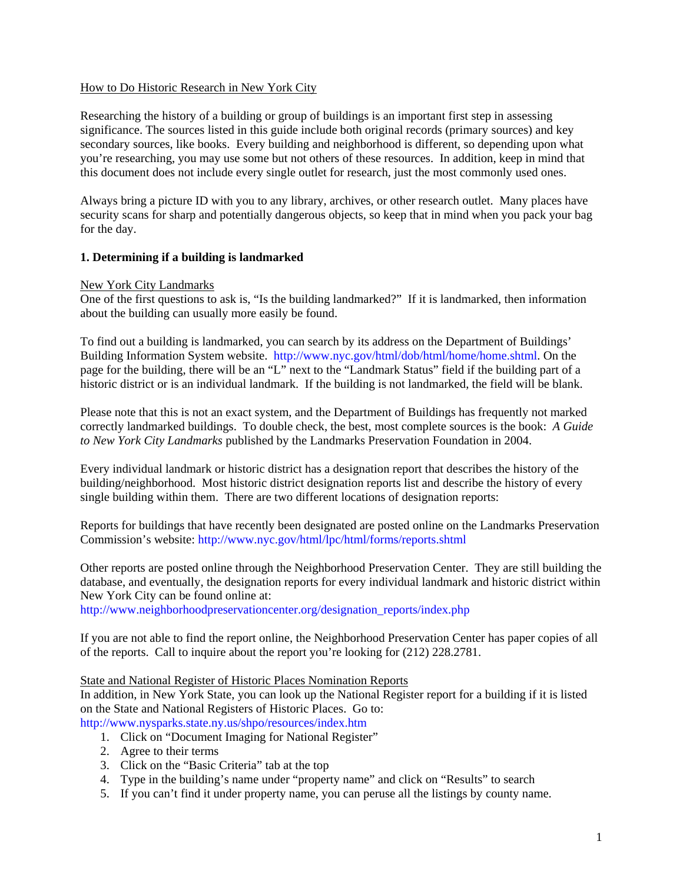How to Do Historic Research in New York City

Researching the history of a building or group of buildings is an important first step in assessing significance. The sources listed in this guide include both original records (primary sources) and key secondary sources, like books. Every building and neighborhood is different, so depending upon what you're researching, you may use some but not others of these resources. In addition, keep in mind that this document does not include every single outlet for research, just the most commonly used ones.

Always bring a picture ID with you to any library, archives, or other research outlet. Many places have security scans for sharp and potentially dangerous objects, so keep that in mind when you pack your bag for the day.

## 1. Determining if a building is landmarked

New York City Landmarks

One of the first questions to ask is, "Is the building landmarked?" If it is landmarked, then information about the building can usually more easily be found.

To find out a building is landmarked, you can search by its address on the Department of Buildings' Building Information System website. http://www.nyc.gov/html/dob/html/home/home.shtml. On the page for the building, there will be an "L" next to the "Landmark Status" field if the building part of a historic district or is an individual landmark. If the building is not landmarked, the field will be blank.

Please note that this is not an exact system, and the Department of Buildings has frequently not marked correctly landmarked buildings. To double check, the best, most complete sources is the book: *A Guide to New York City Landmarks* published by the Landmarks Preservation Foundation in 2004.

Every individual landmark or historic district has a designation report that describes the history of the building/neighborhood. Most historic district designation reports list and describe the history of every single building within them. There are two different locations of designation reports:

Reports for buildings that have recently been designated are posted online on the Landmarks Preservation Commission's website: http://www.nyc.gov/html/lpc/html/forms/reports.shtml

Other reports are posted online through the Neighborhood Preservation Center. They are still building the database, and eventually, the designation reports for every individual landmark and historic district within New York City can be found online at:
http://www.neighborhoodpreservationcenter.org/designation_reports/index.php

If you are not able to find the report online, the Neighborhood Preservation Center has paper copies of all of the reports. Call to inquire about the report you're looking for (212) 228.2781.

State and National Register of Historic Places Nomination Reports

In addition, in New York State, you can look up the National Register report for a building if it is listed on the State and National Registers of Historic Places. Go to:
http://www.nysparks.state.ny.us/shpo/resources/index.htm

1. Click on "Document Imaging for National Register"
2. Agree to their terms
3. Click on the "Basic Criteria" tab at the top
4. Type in the building's name under "property name" and click on "Results" to search
5. If you can't find it under property name, you can peruse all the listings by county name.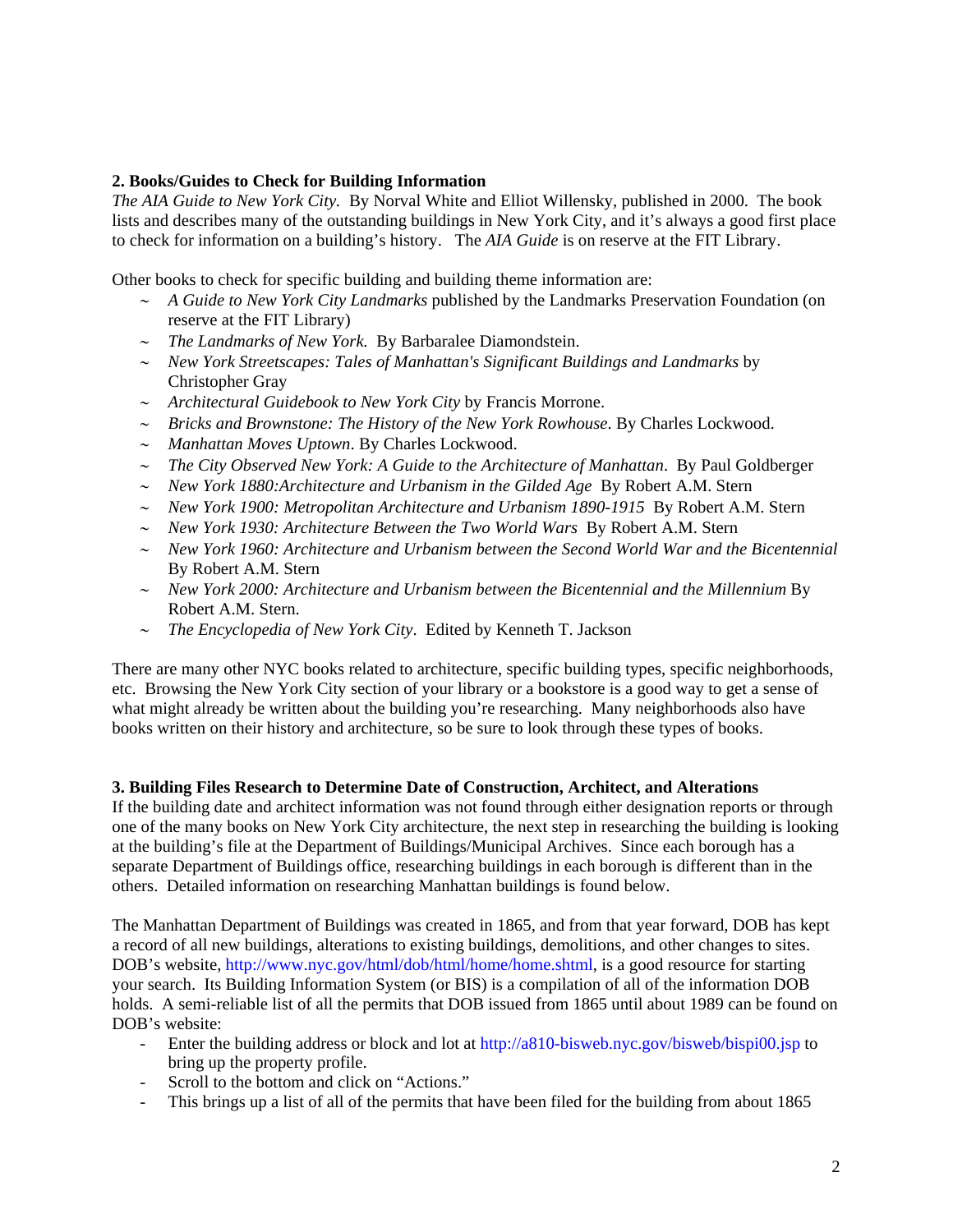**2. Books/Guides to Check for Building Information**

*The AIA Guide to New York City.* By Norval White and Elliot Willensky, published in 2000. The book lists and describes many of the outstanding buildings in New York City, and it's always a good first place to check for information on a building's history. The *AIA Guide* is on reserve at the FIT Library.

Other books to check for specific building and building theme information are:

- *A Guide to New York City Landmarks* published by the Landmarks Preservation Foundation (on reserve at the FIT Library)
- *The Landmarks of New York.* By Barbaralee Diamondstein.
- *New York Streetscapes: Tales of Manhattan's Significant Buildings and Landmarks* by Christopher Gray
- *Architectural Guidebook to New York City* by Francis Morrone.
- *Bricks and Brownstone: The History of the New York Rowhouse*. By Charles Lockwood.
- *Manhattan Moves Uptown*. By Charles Lockwood.
- *The City Observed New York: A Guide to the Architecture of Manhattan*. By Paul Goldberger
- *New York 1880:Architecture and Urbanism in the Gilded Age* By Robert A.M. Stern
- *New York 1900: Metropolitan Architecture and Urbanism 1890-1915* By Robert A.M. Stern
- *New York 1930: Architecture Between the Two World Wars* By Robert A.M. Stern
- *New York 1960: Architecture and Urbanism between the Second World War and the Bicentennial* By Robert A.M. Stern
- *New York 2000: Architecture and Urbanism between the Bicentennial and the Millennium* By Robert A.M. Stern.
- *The Encyclopedia of New York City*. Edited by Kenneth T. Jackson

There are many other NYC books related to architecture, specific building types, specific neighborhoods, etc. Browsing the New York City section of your library or a bookstore is a good way to get a sense of what might already be written about the building you're researching. Many neighborhoods also have books written on their history and architecture, so be sure to look through these types of books.

**3. Building Files Research to Determine Date of Construction, Architect, and Alterations**

If the building date and architect information was not found through either designation reports or through one of the many books on New York City architecture, the next step in researching the building is looking at the building's file at the Department of Buildings/Municipal Archives. Since each borough has a separate Department of Buildings office, researching buildings in each borough is different than in the others. Detailed information on researching Manhattan buildings is found below.

The Manhattan Department of Buildings was created in 1865, and from that year forward, DOB has kept a record of all new buildings, alterations to existing buildings, demolitions, and other changes to sites. DOB's website, http://www.nyc.gov/html/dob/html/home/home.shtml, is a good resource for starting your search. Its Building Information System (or BIS) is a compilation of all of the information DOB holds. A semi-reliable list of all the permits that DOB issued from 1865 until about 1989 can be found on DOB's website:

- Enter the building address or block and lot at http://a810-bisweb.nyc.gov/bisweb/bispi00.jsp to bring up the property profile.
- Scroll to the bottom and click on "Actions."
- This brings up a list of all of the permits that have been filed for the building from about 1865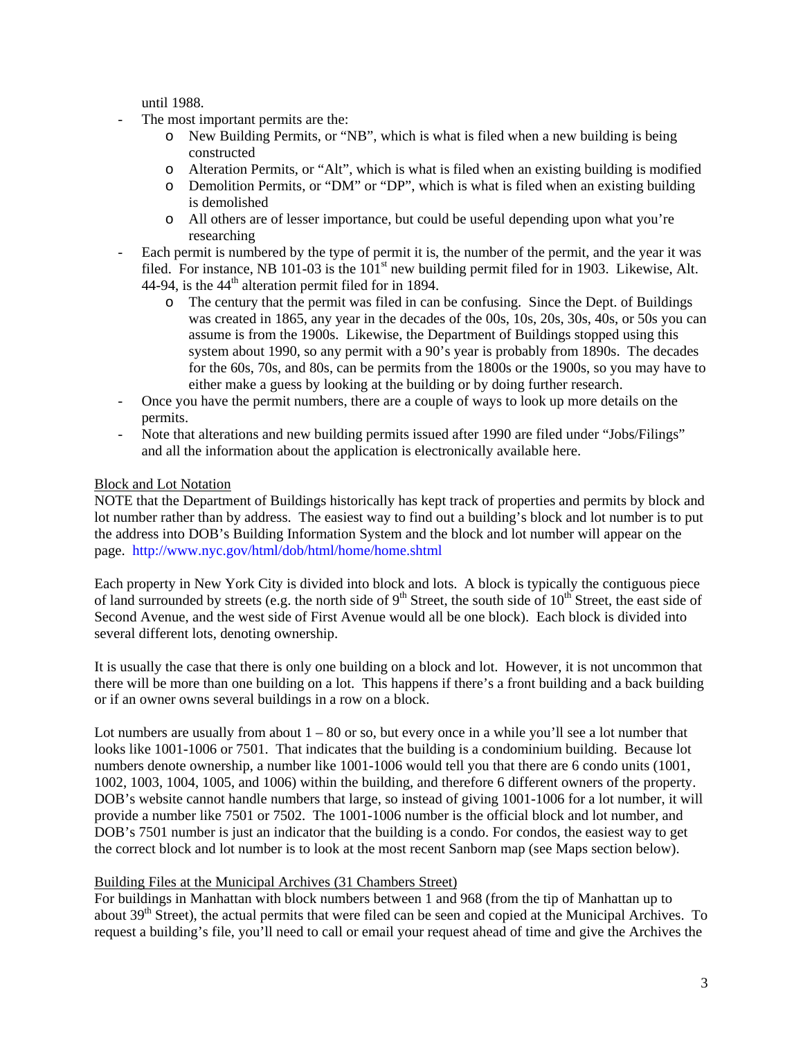until 1988.

- The most important permits are the:
    - New Building Permits, or "NB", which is what is filed when a new building is being constructed
    - Alteration Permits, or "Alt", which is what is filed when an existing building is modified
    - Demolition Permits, or "DM" or "DP", which is what is filed when an existing building is demolished
    - All others are of lesser importance, but could be useful depending upon what you're researching
- Each permit is numbered by the type of permit it is, the number of the permit, and the year it was filed. For instance, NB 101-03 is the 101st new building permit filed for in 1903. Likewise, Alt. 44-94, is the 44th alteration permit filed for in 1894.
    - The century that the permit was filed in can be confusing. Since the Dept. of Buildings was created in 1865, any year in the decades of the 00s, 10s, 20s, 30s, 40s, or 50s you can assume is from the 1900s. Likewise, the Department of Buildings stopped using this system about 1990, so any permit with a 90's year is probably from 1890s. The decades for the 60s, 70s, and 80s, can be permits from the 1800s or the 1900s, so you may have to either make a guess by looking at the building or by doing further research.
- Once you have the permit numbers, there are a couple of ways to look up more details on the permits.
- Note that alterations and new building permits issued after 1990 are filed under "Jobs/Filings" and all the information about the application is electronically available here.

<u>Block and Lot Notation</u>

NOTE that the Department of Buildings historically has kept track of properties and permits by block and lot number rather than by address. The easiest way to find out a building's block and lot number is to put the address into DOB's Building Information System and the block and lot number will appear on the page. http://www.nyc.gov/html/dob/html/home/home.shtml

Each property in New York City is divided into block and lots. A block is typically the contiguous piece of land surrounded by streets (e.g. the north side of 9th Street, the south side of 10th Street, the east side of Second Avenue, and the west side of First Avenue would all be one block). Each block is divided into several different lots, denoting ownership.

It is usually the case that there is only one building on a block and lot. However, it is not uncommon that there will be more than one building on a lot. This happens if there's a front building and a back building or if an owner owns several buildings in a row on a block.

Lot numbers are usually from about 1 – 80 or so, but every once in a while you'll see a lot number that looks like 1001-1006 or 7501. That indicates that the building is a condominium building. Because lot numbers denote ownership, a number like 1001-1006 would tell you that there are 6 condo units (1001, 1002, 1003, 1004, 1005, and 1006) within the building, and therefore 6 different owners of the property. DOB's website cannot handle numbers that large, so instead of giving 1001-1006 for a lot number, it will provide a number like 7501 or 7502. The 1001-1006 number is the official block and lot number, and DOB's 7501 number is just an indicator that the building is a condo. For condos, the easiest way to get the correct block and lot number is to look at the most recent Sanborn map (see Maps section below).

<u>Building Files at the Municipal Archives (31 Chambers Street)</u>

For buildings in Manhattan with block numbers between 1 and 968 (from the tip of Manhattan up to about 39th Street), the actual permits that were filed can be seen and copied at the Municipal Archives. To request a building's file, you'll need to call or email your request ahead of time and give the Archives the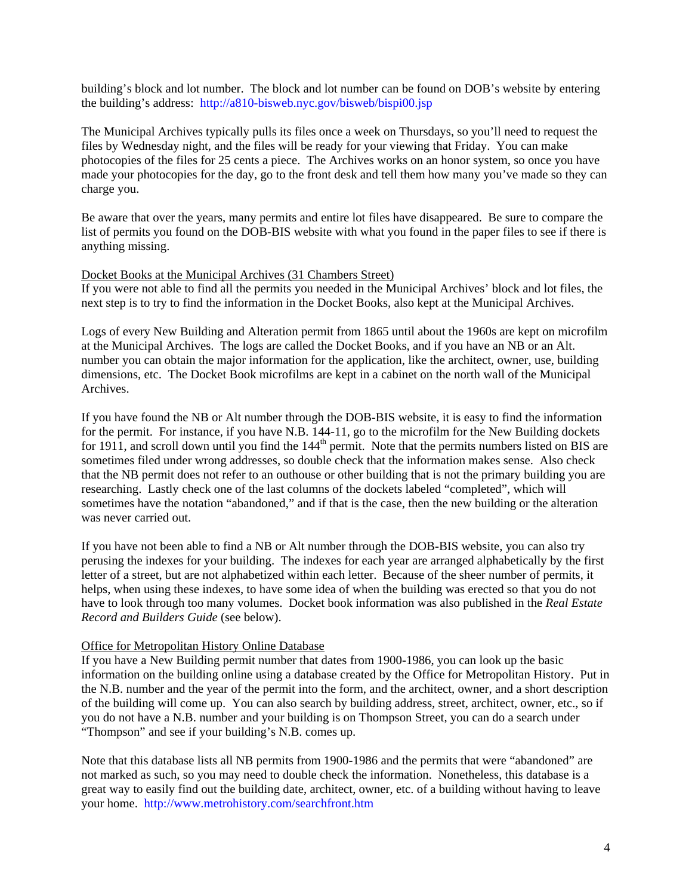building's block and lot number. The block and lot number can be found on DOB's website by entering the building's address: http://a810-bisweb.nyc.gov/bisweb/bispi00.jsp

The Municipal Archives typically pulls its files once a week on Thursdays, so you'll need to request the files by Wednesday night, and the files will be ready for your viewing that Friday. You can make photocopies of the files for 25 cents a piece. The Archives works on an honor system, so once you have made your photocopies for the day, go to the front desk and tell them how many you've made so they can charge you.

Be aware that over the years, many permits and entire lot files have disappeared. Be sure to compare the list of permits you found on the DOB-BIS website with what you found in the paper files to see if there is anything missing.

### Docket Books at the Municipal Archives (31 Chambers Street)

If you were not able to find all the permits you needed in the Municipal Archives' block and lot files, the next step is to try to find the information in the Docket Books, also kept at the Municipal Archives.

Logs of every New Building and Alteration permit from 1865 until about the 1960s are kept on microfilm at the Municipal Archives. The logs are called the Docket Books, and if you have an NB or an Alt. number you can obtain the major information for the application, like the architect, owner, use, building dimensions, etc. The Docket Book microfilms are kept in a cabinet on the north wall of the Municipal Archives.

If you have found the NB or Alt number through the DOB-BIS website, it is easy to find the information for the permit. For instance, if you have N.B. 144-11, go to the microfilm for the New Building dockets for 1911, and scroll down until you find the 144th permit. Note that the permits numbers listed on BIS are sometimes filed under wrong addresses, so double check that the information makes sense. Also check that the NB permit does not refer to an outhouse or other building that is not the primary building you are researching. Lastly check one of the last columns of the dockets labeled "completed", which will sometimes have the notation "abandoned," and if that is the case, then the new building or the alteration was never carried out.

If you have not been able to find a NB or Alt number through the DOB-BIS website, you can also try perusing the indexes for your building. The indexes for each year are arranged alphabetically by the first letter of a street, but are not alphabetized within each letter. Because of the sheer number of permits, it helps, when using these indexes, to have some idea of when the building was erected so that you do not have to look through too many volumes. Docket book information was also published in the *Real Estate Record and Builders Guide* (see below).

### Office for Metropolitan History Online Database

If you have a New Building permit number that dates from 1900-1986, you can look up the basic information on the building online using a database created by the Office for Metropolitan History. Put in the N.B. number and the year of the permit into the form, and the architect, owner, and a short description of the building will come up. You can also search by building address, street, architect, owner, etc., so if you do not have a N.B. number and your building is on Thompson Street, you can do a search under "Thompson" and see if your building's N.B. comes up.

Note that this database lists all NB permits from 1900-1986 and the permits that were "abandoned" are not marked as such, so you may need to double check the information. Nonetheless, this database is a great way to easily find out the building date, architect, owner, etc. of a building without having to leave your home. http://www.metrohistory.com/searchfront.htm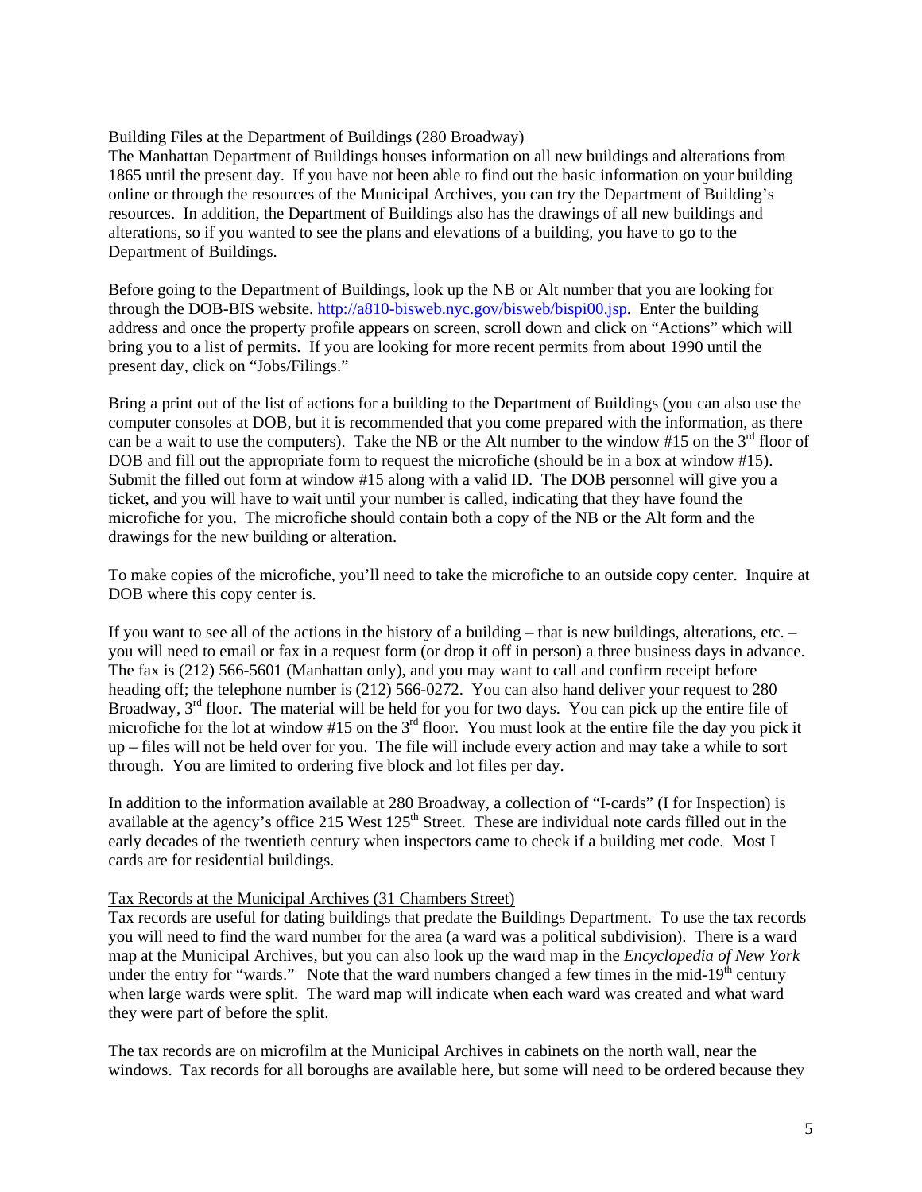Building Files at the Department of Buildings (280 Broadway)

The Manhattan Department of Buildings houses information on all new buildings and alterations from 1865 until the present day. If you have not been able to find out the basic information on your building online or through the resources of the Municipal Archives, you can try the Department of Building's resources. In addition, the Department of Buildings also has the drawings of all new buildings and alterations, so if you wanted to see the plans and elevations of a building, you have to go to the Department of Buildings.

Before going to the Department of Buildings, look up the NB or Alt number that you are looking for through the DOB-BIS website. http://a810-bisweb.nyc.gov/bisweb/bispi00.jsp. Enter the building address and once the property profile appears on screen, scroll down and click on "Actions" which will bring you to a list of permits. If you are looking for more recent permits from about 1990 until the present day, click on "Jobs/Filings."

Bring a print out of the list of actions for a building to the Department of Buildings (you can also use the computer consoles at DOB, but it is recommended that you come prepared with the information, as there can be a wait to use the computers). Take the NB or the Alt number to the window #15 on the 3rd floor of DOB and fill out the appropriate form to request the microfiche (should be in a box at window #15). Submit the filled out form at window #15 along with a valid ID. The DOB personnel will give you a ticket, and you will have to wait until your number is called, indicating that they have found the microfiche for you. The microfiche should contain both a copy of the NB or the Alt form and the drawings for the new building or alteration.

To make copies of the microfiche, you'll need to take the microfiche to an outside copy center. Inquire at DOB where this copy center is.

If you want to see all of the actions in the history of a building – that is new buildings, alterations, etc. – you will need to email or fax in a request form (or drop it off in person) a three business days in advance. The fax is (212) 566-5601 (Manhattan only), and you may want to call and confirm receipt before heading off; the telephone number is (212) 566-0272. You can also hand deliver your request to 280 Broadway, 3rd floor. The material will be held for you for two days. You can pick up the entire file of microfiche for the lot at window #15 on the 3rd floor. You must look at the entire file the day you pick it up – files will not be held over for you. The file will include every action and may take a while to sort through. You are limited to ordering five block and lot files per day.

In addition to the information available at 280 Broadway, a collection of "I-cards" (I for Inspection) is available at the agency's office 215 West 125th Street. These are individual note cards filled out in the early decades of the twentieth century when inspectors came to check if a building met code. Most I cards are for residential buildings.

Tax Records at the Municipal Archives (31 Chambers Street)

Tax records are useful for dating buildings that predate the Buildings Department. To use the tax records you will need to find the ward number for the area (a ward was a political subdivision). There is a ward map at the Municipal Archives, but you can also look up the ward map in the *Encyclopedia of New York* under the entry for "wards." Note that the ward numbers changed a few times in the mid-19th century when large wards were split. The ward map will indicate when each ward was created and what ward they were part of before the split.

The tax records are on microfilm at the Municipal Archives in cabinets on the north wall, near the windows. Tax records for all boroughs are available here, but some will need to be ordered because they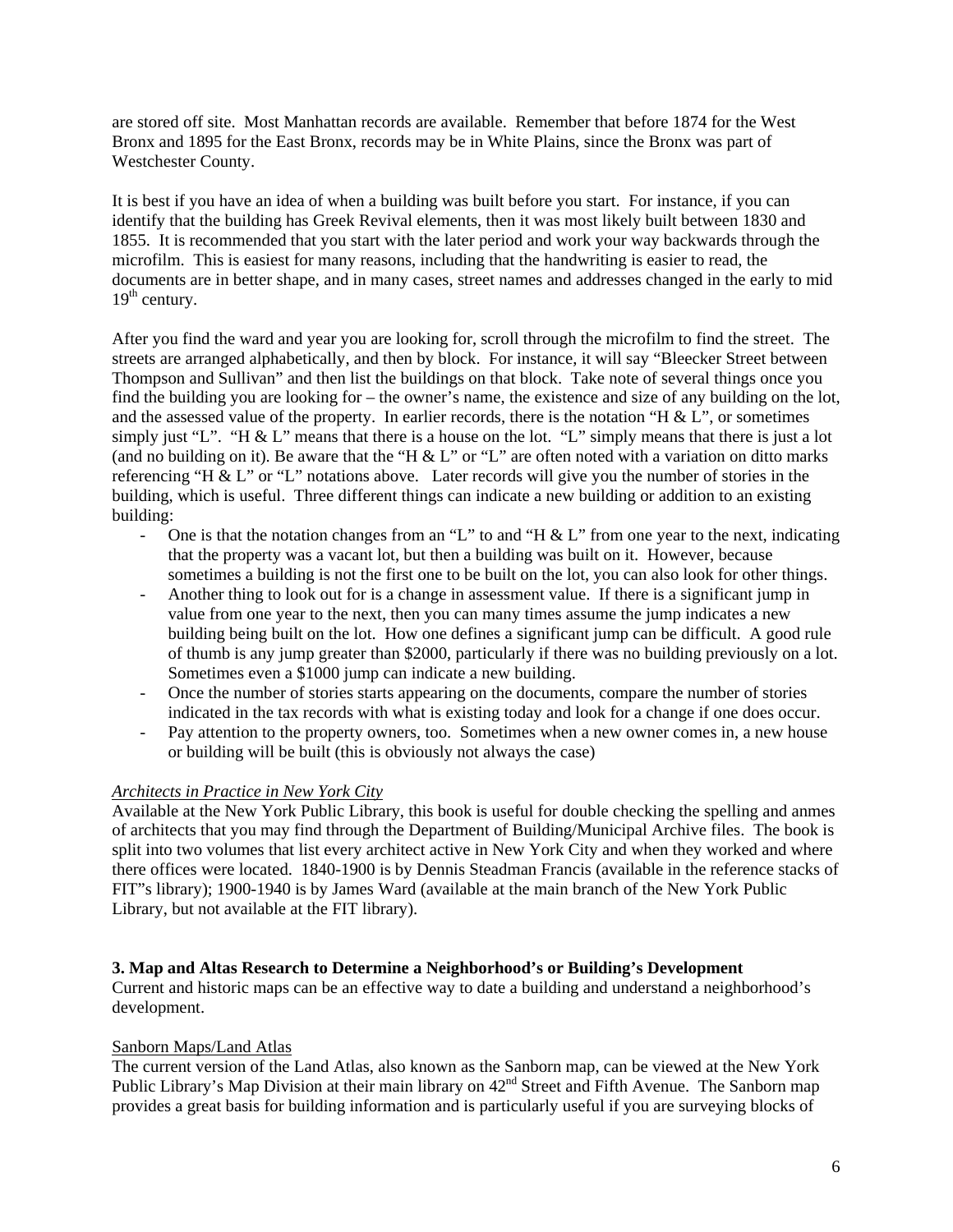are stored off site. Most Manhattan records are available. Remember that before 1874 for the West Bronx and 1895 for the East Bronx, records may be in White Plains, since the Bronx was part of Westchester County.

It is best if you have an idea of when a building was built before you start. For instance, if you can identify that the building has Greek Revival elements, then it was most likely built between 1830 and 1855. It is recommended that you start with the later period and work your way backwards through the microfilm. This is easiest for many reasons, including that the handwriting is easier to read, the documents are in better shape, and in many cases, street names and addresses changed in the early to mid 19th century.

After you find the ward and year you are looking for, scroll through the microfilm to find the street. The streets are arranged alphabetically, and then by block. For instance, it will say "Bleecker Street between Thompson and Sullivan" and then list the buildings on that block. Take note of several things once you find the building you are looking for – the owner's name, the existence and size of any building on the lot, and the assessed value of the property. In earlier records, there is the notation "H & L", or sometimes simply just "L". "H & L" means that there is a house on the lot. "L" simply means that there is just a lot (and no building on it). Be aware that the "H & L" or "L" are often noted with a variation on ditto marks referencing "H & L" or "L" notations above. Later records will give you the number of stories in the building, which is useful. Three different things can indicate a new building or addition to an existing building:

- One is that the notation changes from an "L" to and "H & L" from one year to the next, indicating that the property was a vacant lot, but then a building was built on it. However, because sometimes a building is not the first one to be built on the lot, you can also look for other things.
- Another thing to look out for is a change in assessment value. If there is a significant jump in value from one year to the next, then you can many times assume the jump indicates a new building being built on the lot. How one defines a significant jump can be difficult. A good rule of thumb is any jump greater than $2000, particularly if there was no building previously on a lot. Sometimes even a $1000 jump can indicate a new building.
- Once the number of stories starts appearing on the documents, compare the number of stories indicated in the tax records with what is existing today and look for a change if one does occur.
- Pay attention to the property owners, too. Sometimes when a new owner comes in, a new house or building will be built (this is obviously not always the case)

*Architects in Practice in New York City*

Available at the New York Public Library, this book is useful for double checking the spelling and anmes of architects that you may find through the Department of Building/Municipal Archive files. The book is split into two volumes that list every architect active in New York City and when they worked and where there offices were located. 1840-1900 is by Dennis Steadman Francis (available in the reference stacks of FIT"s library); 1900-1940 is by James Ward (available at the main branch of the New York Public Library, but not available at the FIT library).

**3. Map and Altas Research to Determine a Neighborhood's or Building's Development**

Current and historic maps can be an effective way to date a building and understand a neighborhood's development.

Sanborn Maps/Land Atlas

The current version of the Land Atlas, also known as the Sanborn map, can be viewed at the New York Public Library's Map Division at their main library on 42nd Street and Fifth Avenue. The Sanborn map provides a great basis for building information and is particularly useful if you are surveying blocks of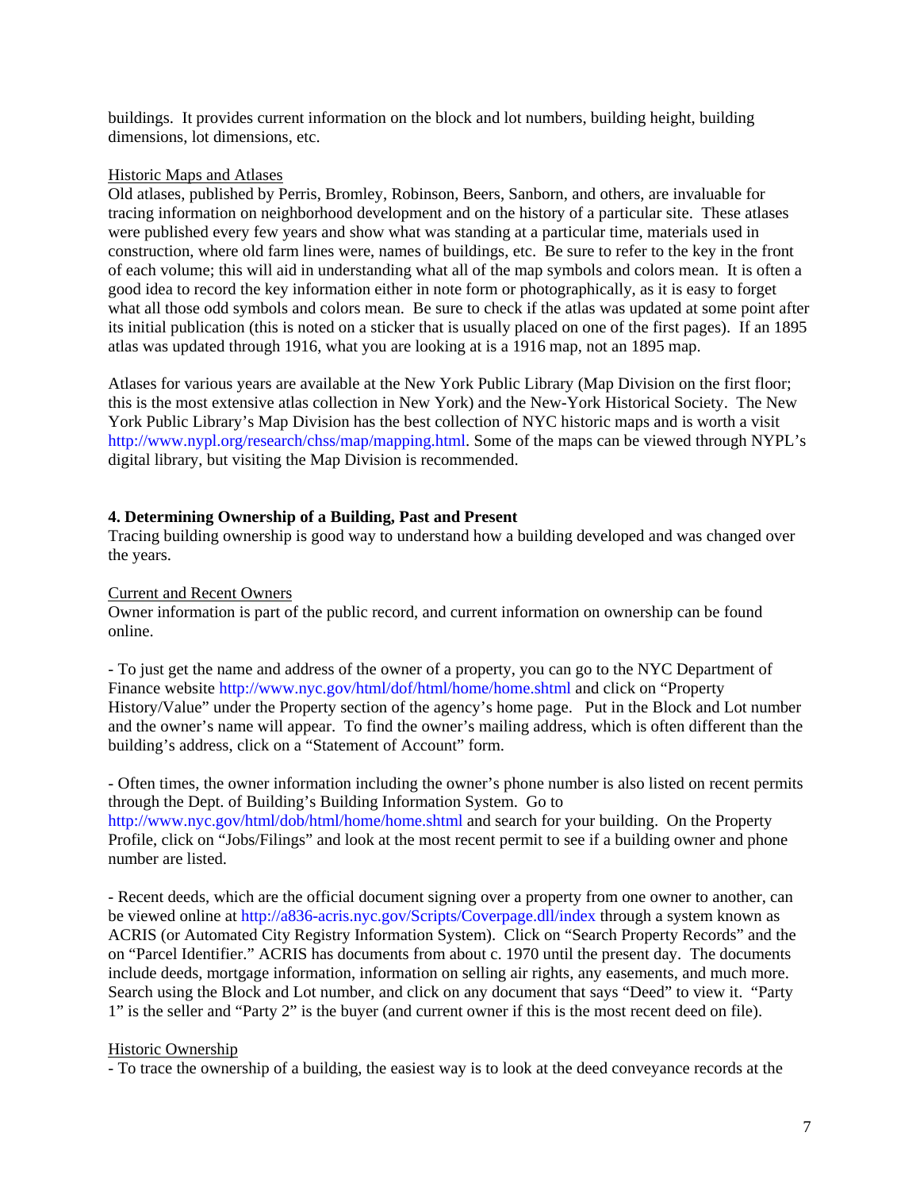buildings. It provides current information on the block and lot numbers, building height, building dimensions, lot dimensions, etc.

Historic Maps and Atlases

Old atlases, published by Perris, Bromley, Robinson, Beers, Sanborn, and others, are invaluable for tracing information on neighborhood development and on the history of a particular site. These atlases were published every few years and show what was standing at a particular time, materials used in construction, where old farm lines were, names of buildings, etc. Be sure to refer to the key in the front of each volume; this will aid in understanding what all of the map symbols and colors mean. It is often a good idea to record the key information either in note form or photographically, as it is easy to forget what all those odd symbols and colors mean. Be sure to check if the atlas was updated at some point after its initial publication (this is noted on a sticker that is usually placed on one of the first pages). If an 1895 atlas was updated through 1916, what you are looking at is a 1916 map, not an 1895 map.

Atlases for various years are available at the New York Public Library (Map Division on the first floor; this is the most extensive atlas collection in New York) and the New-York Historical Society. The New York Public Library's Map Division has the best collection of NYC historic maps and is worth a visit http://www.nypl.org/research/chss/map/mapping.html. Some of the maps can be viewed through NYPL's digital library, but visiting the Map Division is recommended.

## 4. Determining Ownership of a Building, Past and Present

Tracing building ownership is good way to understand how a building developed and was changed over the years.

Current and Recent Owners

Owner information is part of the public record, and current information on ownership can be found online.

- To just get the name and address of the owner of a property, you can go to the NYC Department of Finance website http://www.nyc.gov/html/dof/html/home/home.shtml and click on "Property History/Value" under the Property section of the agency's home page. Put in the Block and Lot number and the owner's name will appear. To find the owner's mailing address, which is often different than the building's address, click on a "Statement of Account" form.

- Often times, the owner information including the owner's phone number is also listed on recent permits through the Dept. of Building's Building Information System. Go to http://www.nyc.gov/html/dob/html/home/home.shtml and search for your building. On the Property Profile, click on "Jobs/Filings" and look at the most recent permit to see if a building owner and phone number are listed.

- Recent deeds, which are the official document signing over a property from one owner to another, can be viewed online at http://a836-acris.nyc.gov/Scripts/Coverpage.dll/index through a system known as ACRIS (or Automated City Registry Information System). Click on "Search Property Records" and the on "Parcel Identifier." ACRIS has documents from about c. 1970 until the present day. The documents include deeds, mortgage information, information on selling air rights, any easements, and much more. Search using the Block and Lot number, and click on any document that says "Deed" to view it. "Party 1" is the seller and "Party 2" is the buyer (and current owner if this is the most recent deed on file).

Historic Ownership

- To trace the ownership of a building, the easiest way is to look at the deed conveyance records at the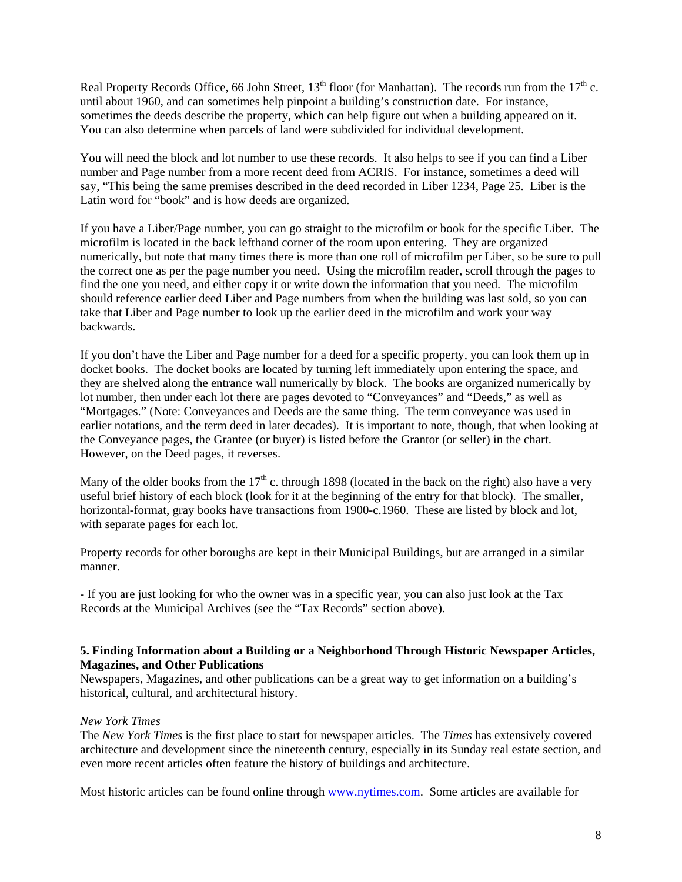Real Property Records Office, 66 John Street, 13th floor (for Manhattan). The records run from the 17th c. until about 1960, and can sometimes help pinpoint a building's construction date. For instance, sometimes the deeds describe the property, which can help figure out when a building appeared on it. You can also determine when parcels of land were subdivided for individual development.

You will need the block and lot number to use these records. It also helps to see if you can find a Liber number and Page number from a more recent deed from ACRIS. For instance, sometimes a deed will say, "This being the same premises described in the deed recorded in Liber 1234, Page 25. Liber is the Latin word for "book" and is how deeds are organized.

If you have a Liber/Page number, you can go straight to the microfilm or book for the specific Liber. The microfilm is located in the back lefthand corner of the room upon entering. They are organized numerically, but note that many times there is more than one roll of microfilm per Liber, so be sure to pull the correct one as per the page number you need. Using the microfilm reader, scroll through the pages to find the one you need, and either copy it or write down the information that you need. The microfilm should reference earlier deed Liber and Page numbers from when the building was last sold, so you can take that Liber and Page number to look up the earlier deed in the microfilm and work your way backwards.

If you don't have the Liber and Page number for a deed for a specific property, you can look them up in docket books. The docket books are located by turning left immediately upon entering the space, and they are shelved along the entrance wall numerically by block. The books are organized numerically by lot number, then under each lot there are pages devoted to "Conveyances" and "Deeds," as well as "Mortgages." (Note: Conveyances and Deeds are the same thing. The term conveyance was used in earlier notations, and the term deed in later decades). It is important to note, though, that when looking at the Conveyance pages, the Grantee (or buyer) is listed before the Grantor (or seller) in the chart. However, on the Deed pages, it reverses.

Many of the older books from the 17th c. through 1898 (located in the back on the right) also have a very useful brief history of each block (look for it at the beginning of the entry for that block). The smaller, horizontal-format, gray books have transactions from 1900-c.1960. These are listed by block and lot, with separate pages for each lot.

Property records for other boroughs are kept in their Municipal Buildings, but are arranged in a similar manner.

- If you are just looking for who the owner was in a specific year, you can also just look at the Tax Records at the Municipal Archives (see the "Tax Records" section above).

**5. Finding Information about a Building or a Neighborhood Through Historic Newspaper Articles, Magazines, and Other Publications**

Newspapers, Magazines, and other publications can be a great way to get information on a building's historical, cultural, and architectural history.

*New York Times*

The *New York Times* is the first place to start for newspaper articles. The *Times* has extensively covered architecture and development since the nineteenth century, especially in its Sunday real estate section, and even more recent articles often feature the history of buildings and architecture.

Most historic articles can be found online through www.nytimes.com. Some articles are available for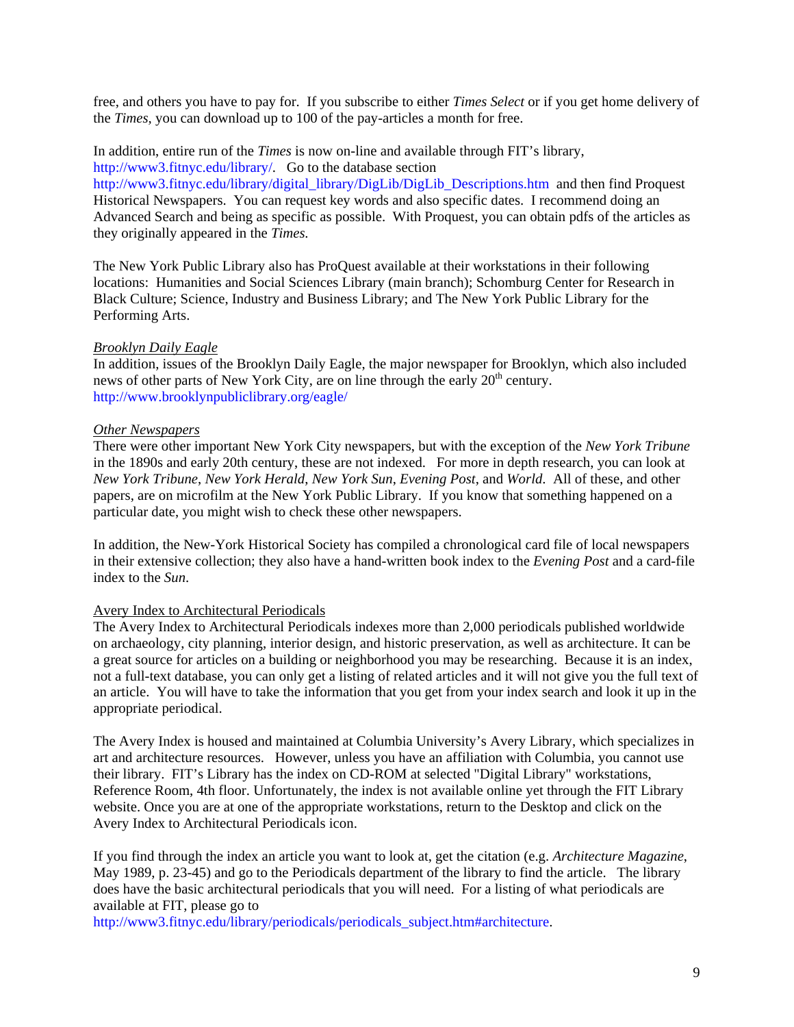free, and others you have to pay for. If you subscribe to either *Times Select* or if you get home delivery of the *Times*, you can download up to 100 of the pay-articles a month for free.

In addition, entire run of the *Times* is now on-line and available through FIT's library, http://www3.fitnyc.edu/library/. Go to the database section http://www3.fitnyc.edu/library/digital_library/DigLib/DigLib_Descriptions.htm and then find Proquest Historical Newspapers. You can request key words and also specific dates. I recommend doing an Advanced Search and being as specific as possible. With Proquest, you can obtain pdfs of the articles as they originally appeared in the *Times.*

The New York Public Library also has ProQuest available at their workstations in their following locations: Humanities and Social Sciences Library (main branch); Schomburg Center for Research in Black Culture; Science, Industry and Business Library; and The New York Public Library for the Performing Arts.

*Brooklyn Daily Eagle*

In addition, issues of the Brooklyn Daily Eagle, the major newspaper for Brooklyn, which also included news of other parts of New York City, are on line through the early 20th century. http://www.brooklynpubliclibrary.org/eagle/

*Other Newspapers*

There were other important New York City newspapers, but with the exception of the *New York Tribune* in the 1890s and early 20th century, these are not indexed. For more in depth research, you can look at *New York Tribune*, *New York Herald*, *New York Sun*, *Evening Post*, and *World*. All of these, and other papers, are on microfilm at the New York Public Library. If you know that something happened on a particular date, you might wish to check these other newspapers.

In addition, the New-York Historical Society has compiled a chronological card file of local newspapers in their extensive collection; they also have a hand-written book index to the *Evening Post* and a card-file index to the *Sun*.

Avery Index to Architectural Periodicals

The Avery Index to Architectural Periodicals indexes more than 2,000 periodicals published worldwide on archaeology, city planning, interior design, and historic preservation, as well as architecture. It can be a great source for articles on a building or neighborhood you may be researching. Because it is an index, not a full-text database, you can only get a listing of related articles and it will not give you the full text of an article. You will have to take the information that you get from your index search and look it up in the appropriate periodical.

The Avery Index is housed and maintained at Columbia University's Avery Library, which specializes in art and architecture resources. However, unless you have an affiliation with Columbia, you cannot use their library. FIT's Library has the index on CD-ROM at selected "Digital Library" workstations, Reference Room, 4th floor. Unfortunately, the index is not available online yet through the FIT Library website. Once you are at one of the appropriate workstations, return to the Desktop and click on the Avery Index to Architectural Periodicals icon.

If you find through the index an article you want to look at, get the citation (e.g. *Architecture Magazine*, May 1989, p. 23-45) and go to the Periodicals department of the library to find the article. The library does have the basic architectural periodicals that you will need. For a listing of what periodicals are available at FIT, please go to http://www3.fitnyc.edu/library/periodicals/periodicals_subject.htm#architecture.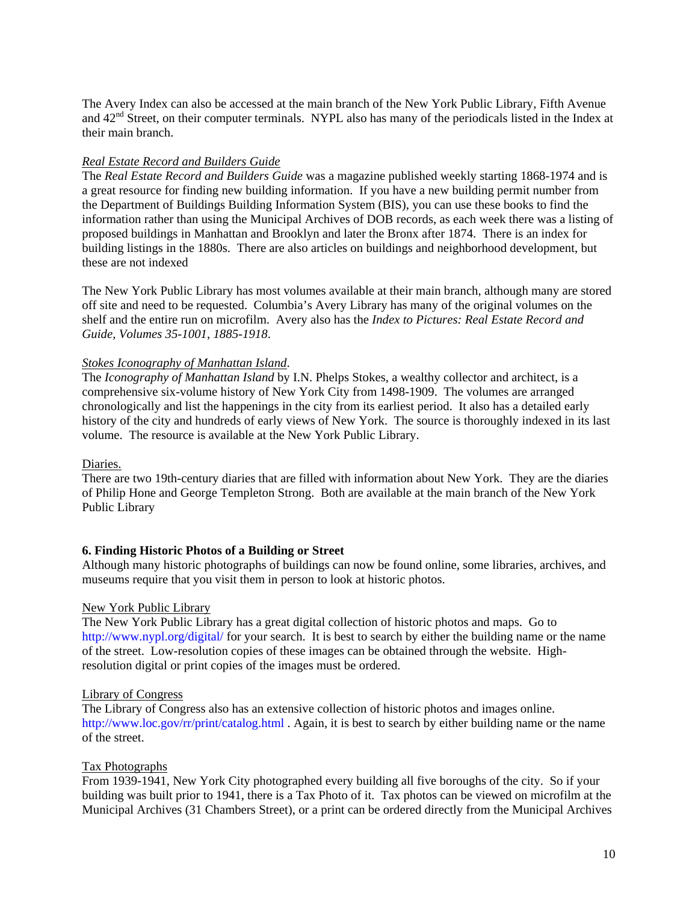The Avery Index can also be accessed at the main branch of the New York Public Library, Fifth Avenue and 42nd Street, on their computer terminals. NYPL also has many of the periodicals listed in the Index at their main branch.

Real Estate Record and Builders Guide

The *Real Estate Record and Builders Guide* was a magazine published weekly starting 1868-1974 and is a great resource for finding new building information. If you have a new building permit number from the Department of Buildings Building Information System (BIS), you can use these books to find the information rather than using the Municipal Archives of DOB records, as each week there was a listing of proposed buildings in Manhattan and Brooklyn and later the Bronx after 1874. There is an index for building listings in the 1880s. There are also articles on buildings and neighborhood development, but these are not indexed

The New York Public Library has most volumes available at their main branch, although many are stored off site and need to be requested. Columbia's Avery Library has many of the original volumes on the shelf and the entire run on microfilm. Avery also has the *Index to Pictures: Real Estate Record and Guide, Volumes 35-1001, 1885-1918*.

Stokes Iconography of Manhattan Island.

The *Iconography of Manhattan Island* by I.N. Phelps Stokes, a wealthy collector and architect, is a comprehensive six-volume history of New York City from 1498-1909. The volumes are arranged chronologically and list the happenings in the city from its earliest period. It also has a detailed early history of the city and hundreds of early views of New York. The source is thoroughly indexed in its last volume. The resource is available at the New York Public Library.

Diaries.

There are two 19th-century diaries that are filled with information about New York. They are the diaries of Philip Hone and George Templeton Strong. Both are available at the main branch of the New York Public Library

## 6. Finding Historic Photos of a Building or Street

Although many historic photographs of buildings can now be found online, some libraries, archives, and museums require that you visit them in person to look at historic photos.

New York Public Library

The New York Public Library has a great digital collection of historic photos and maps. Go to http://www.nypl.org/digital/ for your search. It is best to search by either the building name or the name of the street. Low-resolution copies of these images can be obtained through the website. High-resolution digital or print copies of the images must be ordered.

Library of Congress

The Library of Congress also has an extensive collection of historic photos and images online. http://www.loc.gov/rr/print/catalog.html . Again, it is best to search by either building name or the name of the street.

Tax Photographs

From 1939-1941, New York City photographed every building all five boroughs of the city. So if your building was built prior to 1941, there is a Tax Photo of it. Tax photos can be viewed on microfilm at the Municipal Archives (31 Chambers Street), or a print can be ordered directly from the Municipal Archives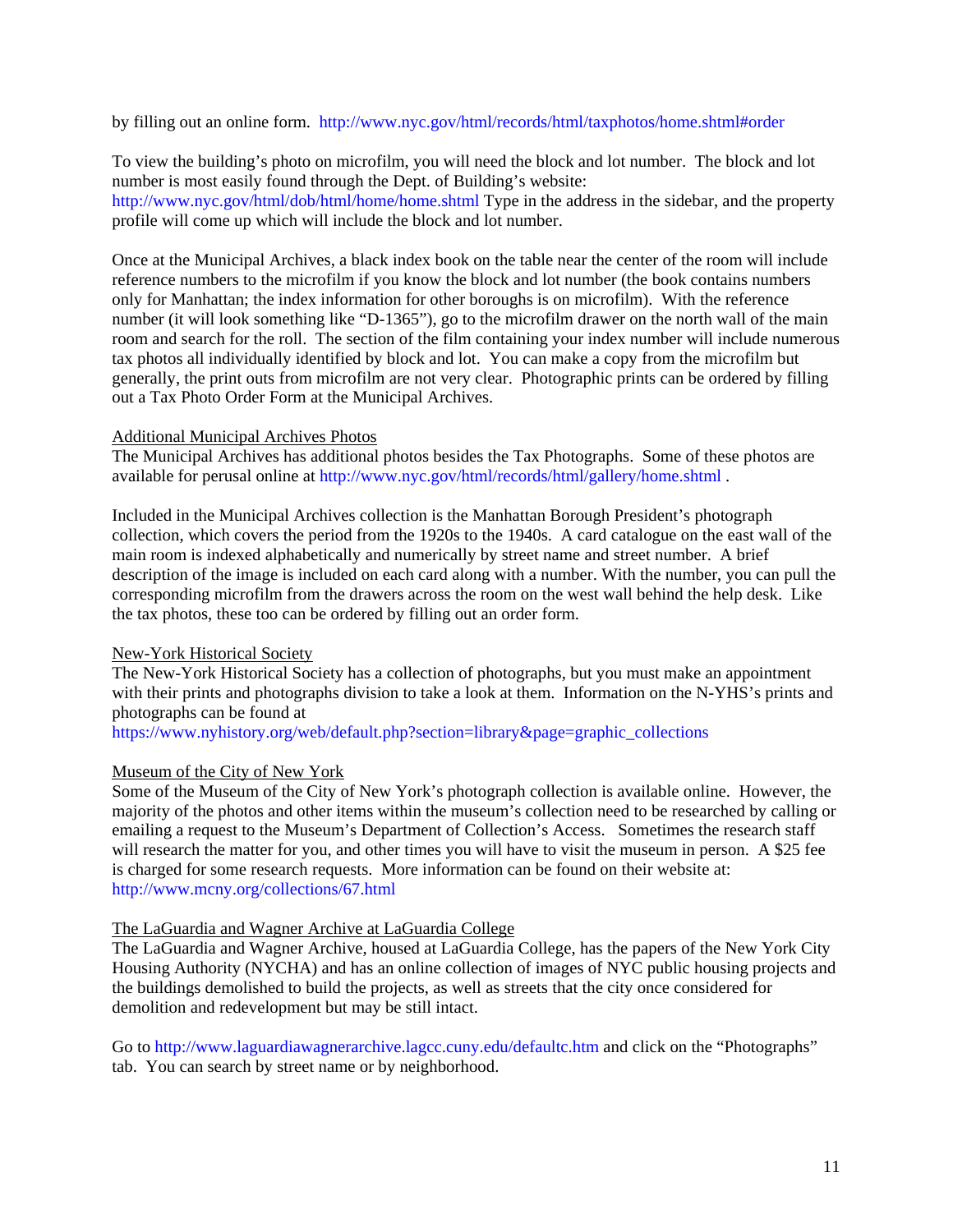by filling out an online form. http://www.nyc.gov/html/records/html/taxphotos/home.shtml#order

To view the building's photo on microfilm, you will need the block and lot number. The block and lot number is most easily found through the Dept. of Building's website: http://www.nyc.gov/html/dob/html/home/home.shtml Type in the address in the sidebar, and the property profile will come up which will include the block and lot number.

Once at the Municipal Archives, a black index book on the table near the center of the room will include reference numbers to the microfilm if you know the block and lot number (the book contains numbers only for Manhattan; the index information for other boroughs is on microfilm). With the reference number (it will look something like "D-1365"), go to the microfilm drawer on the north wall of the main room and search for the roll. The section of the film containing your index number will include numerous tax photos all individually identified by block and lot. You can make a copy from the microfilm but generally, the print outs from microfilm are not very clear. Photographic prints can be ordered by filling out a Tax Photo Order Form at the Municipal Archives.

<u>Additional Municipal Archives Photos</u>

The Municipal Archives has additional photos besides the Tax Photographs. Some of these photos are available for perusal online at http://www.nyc.gov/html/records/html/gallery/home.shtml .

Included in the Municipal Archives collection is the Manhattan Borough President's photograph collection, which covers the period from the 1920s to the 1940s. A card catalogue on the east wall of the main room is indexed alphabetically and numerically by street name and street number. A brief description of the image is included on each card along with a number. With the number, you can pull the corresponding microfilm from the drawers across the room on the west wall behind the help desk. Like the tax photos, these too can be ordered by filling out an order form.

<u>New-York Historical Society</u>

The New-York Historical Society has a collection of photographs, but you must make an appointment with their prints and photographs division to take a look at them. Information on the N-YHS's prints and photographs can be found at https://www.nyhistory.org/web/default.php?section=library&page=graphic_collections

<u>Museum of the City of New York</u>

Some of the Museum of the City of New York's photograph collection is available online. However, the majority of the photos and other items within the museum's collection need to be researched by calling or emailing a request to the Museum's Department of Collection's Access. Sometimes the research staff will research the matter for you, and other times you will have to visit the museum in person. A $25 fee is charged for some research requests. More information can be found on their website at: http://www.mcny.org/collections/67.html

<u>The LaGuardia and Wagner Archive at LaGuardia College</u>

The LaGuardia and Wagner Archive, housed at LaGuardia College, has the papers of the New York City Housing Authority (NYCHA) and has an online collection of images of NYC public housing projects and the buildings demolished to build the projects, as well as streets that the city once considered for demolition and redevelopment but may be still intact.

Go to http://www.laguardiawagnerarchive.lagcc.cuny.edu/defaultc.htm and click on the "Photographs" tab. You can search by street name or by neighborhood.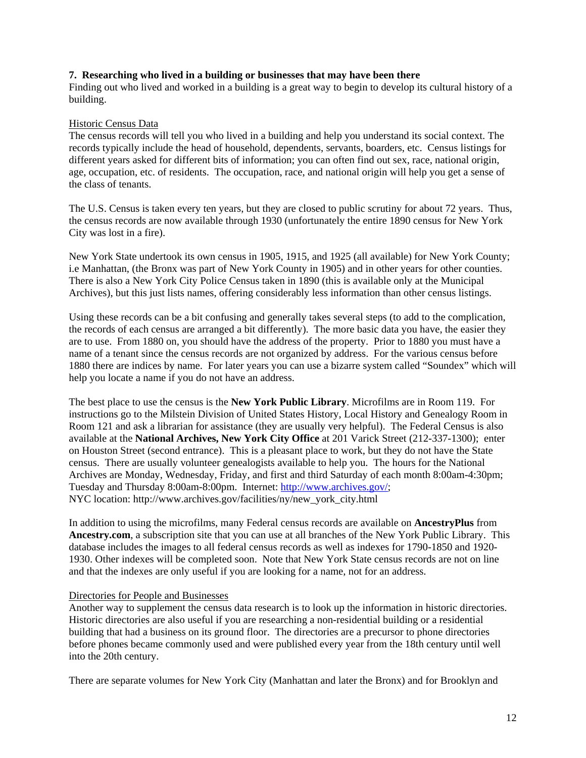**7. Researching who lived in a building or businesses that may have been there**

Finding out who lived and worked in a building is a great way to begin to develop its cultural history of a building.

<u>Historic Census Data</u>

The census records will tell you who lived in a building and help you understand its social context. The records typically include the head of household, dependents, servants, boarders, etc. Census listings for different years asked for different bits of information; you can often find out sex, race, national origin, age, occupation, etc. of residents. The occupation, race, and national origin will help you get a sense of the class of tenants.

The U.S. Census is taken every ten years, but they are closed to public scrutiny for about 72 years. Thus, the census records are now available through 1930 (unfortunately the entire 1890 census for New York City was lost in a fire).

New York State undertook its own census in 1905, 1915, and 1925 (all available) for New York County; i.e Manhattan, (the Bronx was part of New York County in 1905) and in other years for other counties. There is also a New York City Police Census taken in 1890 (this is available only at the Municipal Archives), but this just lists names, offering considerably less information than other census listings.

Using these records can be a bit confusing and generally takes several steps (to add to the complication, the records of each census are arranged a bit differently). The more basic data you have, the easier they are to use. From 1880 on, you should have the address of the property. Prior to 1880 you must have a name of a tenant since the census records are not organized by address. For the various census before 1880 there are indices by name. For later years you can use a bizarre system called "Soundex" which will help you locate a name if you do not have an address.

The best place to use the census is the **New York Public Library**. Microfilms are in Room 119. For instructions go to the Milstein Division of United States History, Local History and Genealogy Room in Room 121 and ask a librarian for assistance (they are usually very helpful). The Federal Census is also available at the **National Archives, New York City Office** at 201 Varick Street (212-337-1300); enter on Houston Street (second entrance). This is a pleasant place to work, but they do not have the State census. There are usually volunteer genealogists available to help you. The hours for the National Archives are Monday, Wednesday, Friday, and first and third Saturday of each month 8:00am-4:30pm; Tuesday and Thursday 8:00am-8:00pm. Internet: [http://www.archives.gov/](http://www.archives.gov/); NYC location: http://www.archives.gov/facilities/ny/new_york_city.html

In addition to using the microfilms, many Federal census records are available on **AncestryPlus** from **Ancestry.com**, a subscription site that you can use at all branches of the New York Public Library. This database includes the images to all federal census records as well as indexes for 1790-1850 and 1920-1930. Other indexes will be completed soon. Note that New York State census records are not on line and that the indexes are only useful if you are looking for a name, not for an address.

<u>Directories for People and Businesses</u>

Another way to supplement the census data research is to look up the information in historic directories. Historic directories are also useful if you are researching a non-residential building or a residential building that had a business on its ground floor. The directories are a precursor to phone directories before phones became commonly used and were published every year from the 18th century until well into the 20th century.

There are separate volumes for New York City (Manhattan and later the Bronx) and for Brooklyn and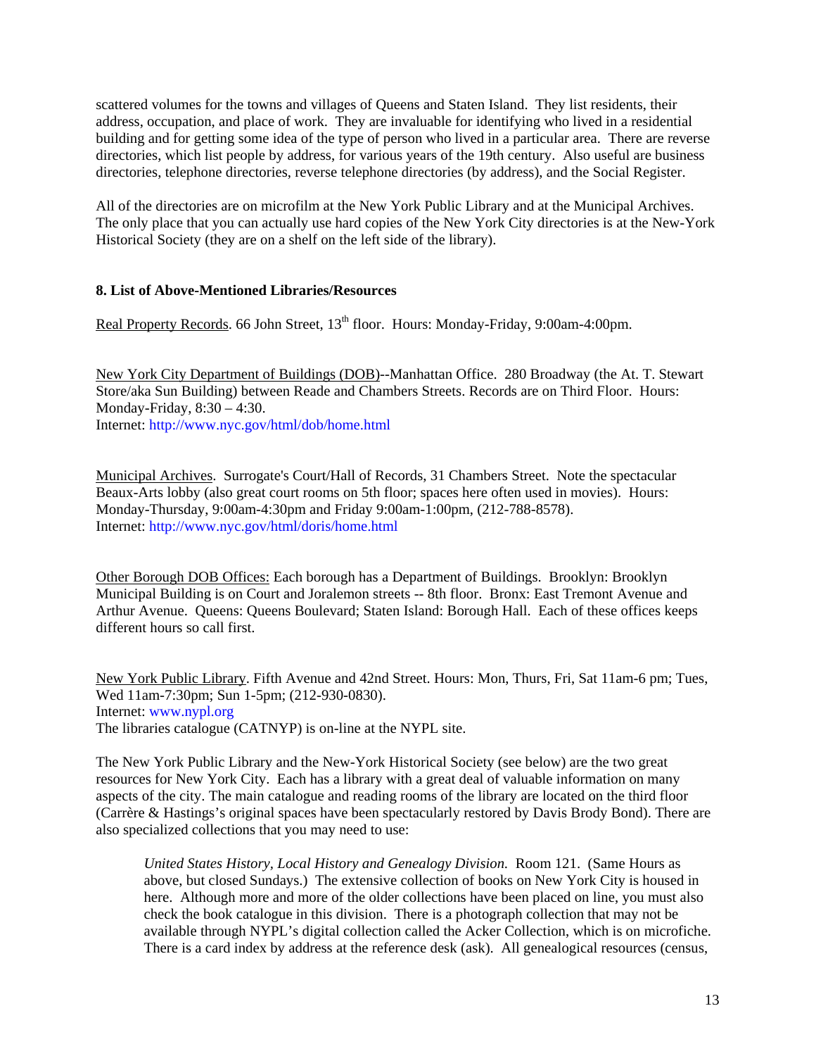scattered volumes for the towns and villages of Queens and Staten Island. They list residents, their address, occupation, and place of work. They are invaluable for identifying who lived in a residential building and for getting some idea of the type of person who lived in a particular area. There are reverse directories, which list people by address, for various years of the 19th century. Also useful are business directories, telephone directories, reverse telephone directories (by address), and the Social Register.

All of the directories are on microfilm at the New York Public Library and at the Municipal Archives. The only place that you can actually use hard copies of the New York City directories is at the New-York Historical Society (they are on a shelf on the left side of the library).

**8. List of Above-Mentioned Libraries/Resources**

Real Property Records. 66 John Street, 13th floor. Hours: Monday-Friday, 9:00am-4:00pm.

New York City Department of Buildings (DOB)--Manhattan Office. 280 Broadway (the At. T. Stewart Store/aka Sun Building) between Reade and Chambers Streets. Records are on Third Floor. Hours: Monday-Friday, 8:30 – 4:30.
Internet: http://www.nyc.gov/html/dob/home.html

Municipal Archives. Surrogate's Court/Hall of Records, 31 Chambers Street. Note the spectacular Beaux-Arts lobby (also great court rooms on 5th floor; spaces here often used in movies). Hours: Monday-Thursday, 9:00am-4:30pm and Friday 9:00am-1:00pm, (212-788-8578).
Internet: http://www.nyc.gov/html/doris/home.html

Other Borough DOB Offices: Each borough has a Department of Buildings. Brooklyn: Brooklyn Municipal Building is on Court and Joralemon streets -- 8th floor. Bronx: East Tremont Avenue and Arthur Avenue. Queens: Queens Boulevard; Staten Island: Borough Hall. Each of these offices keeps different hours so call first.

New York Public Library. Fifth Avenue and 42nd Street. Hours: Mon, Thurs, Fri, Sat 11am-6 pm; Tues, Wed 11am-7:30pm; Sun 1-5pm; (212-930-0830).
Internet: www.nypl.org
The libraries catalogue (CATNYP) is on-line at the NYPL site.

The New York Public Library and the New-York Historical Society (see below) are the two great resources for New York City. Each has a library with a great deal of valuable information on many aspects of the city. The main catalogue and reading rooms of the library are located on the third floor (Carrère & Hastings's original spaces have been spectacularly restored by Davis Brody Bond). There are also specialized collections that you may need to use:

> *United States History, Local History and Genealogy Division.* Room 121. (Same Hours as above, but closed Sundays.) The extensive collection of books on New York City is housed in here. Although more and more of the older collections have been placed on line, you must also check the book catalogue in this division. There is a photograph collection that may not be available through NYPL's digital collection called the Acker Collection, which is on microfiche. There is a card index by address at the reference desk (ask). All genealogical resources (census,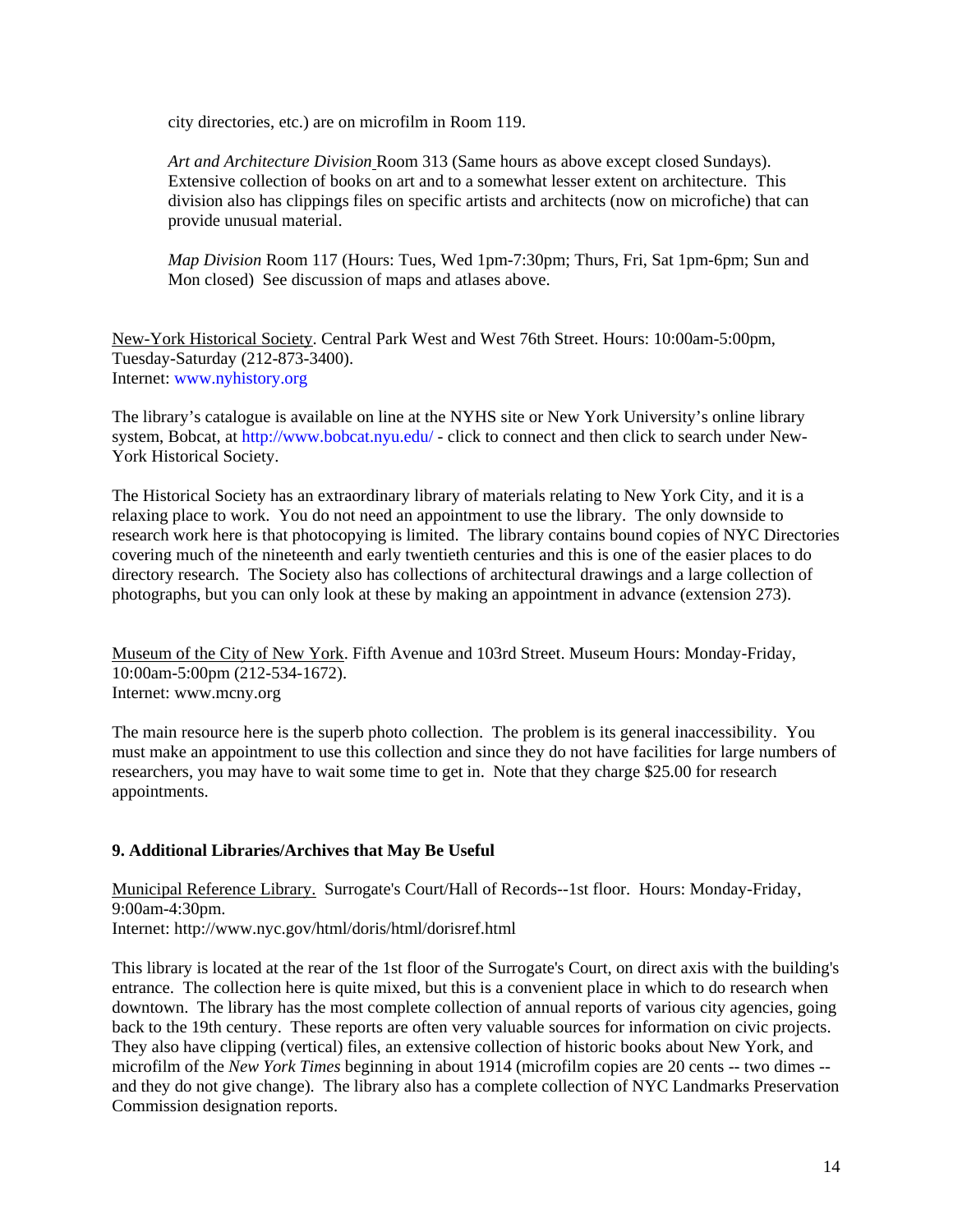city directories, etc.) are on microfilm in Room 119.

*Art and Architecture Division* Room 313 (Same hours as above except closed Sundays). Extensive collection of books on art and to a somewhat lesser extent on architecture. This division also has clippings files on specific artists and architects (now on microfiche) that can provide unusual material.

*Map Division* Room 117 (Hours: Tues, Wed 1pm-7:30pm; Thurs, Fri, Sat 1pm-6pm; Sun and Mon closed) See discussion of maps and atlases above.

New-York Historical Society. Central Park West and West 76th Street. Hours: 10:00am-5:00pm, Tuesday-Saturday (212-873-3400).
Internet: www.nyhistory.org

The library's catalogue is available on line at the NYHS site or New York University's online library system, Bobcat, at http://www.bobcat.nyu.edu/ - click to connect and then click to search under New-York Historical Society.

The Historical Society has an extraordinary library of materials relating to New York City, and it is a relaxing place to work. You do not need an appointment to use the library. The only downside to research work here is that photocopying is limited. The library contains bound copies of NYC Directories covering much of the nineteenth and early twentieth centuries and this is one of the easier places to do directory research. The Society also has collections of architectural drawings and a large collection of photographs, but you can only look at these by making an appointment in advance (extension 273).

Museum of the City of New York. Fifth Avenue and 103rd Street. Museum Hours: Monday-Friday, 10:00am-5:00pm (212-534-1672).
Internet: www.mcny.org

The main resource here is the superb photo collection. The problem is its general inaccessibility. You must make an appointment to use this collection and since they do not have facilities for large numbers of researchers, you may have to wait some time to get in. Note that they charge $25.00 for research appointments.

## 9. Additional Libraries/Archives that May Be Useful

Municipal Reference Library. Surrogate's Court/Hall of Records--1st floor. Hours: Monday-Friday, 9:00am-4:30pm.
Internet: http://www.nyc.gov/html/doris/html/dorisref.html

This library is located at the rear of the 1st floor of the Surrogate's Court, on direct axis with the building's entrance. The collection here is quite mixed, but this is a convenient place in which to do research when downtown. The library has the most complete collection of annual reports of various city agencies, going back to the 19th century. These reports are often very valuable sources for information on civic projects. They also have clipping (vertical) files, an extensive collection of historic books about New York, and microfilm of the *New York Times* beginning in about 1914 (microfilm copies are 20 cents -- two dimes -- and they do not give change). The library also has a complete collection of NYC Landmarks Preservation Commission designation reports.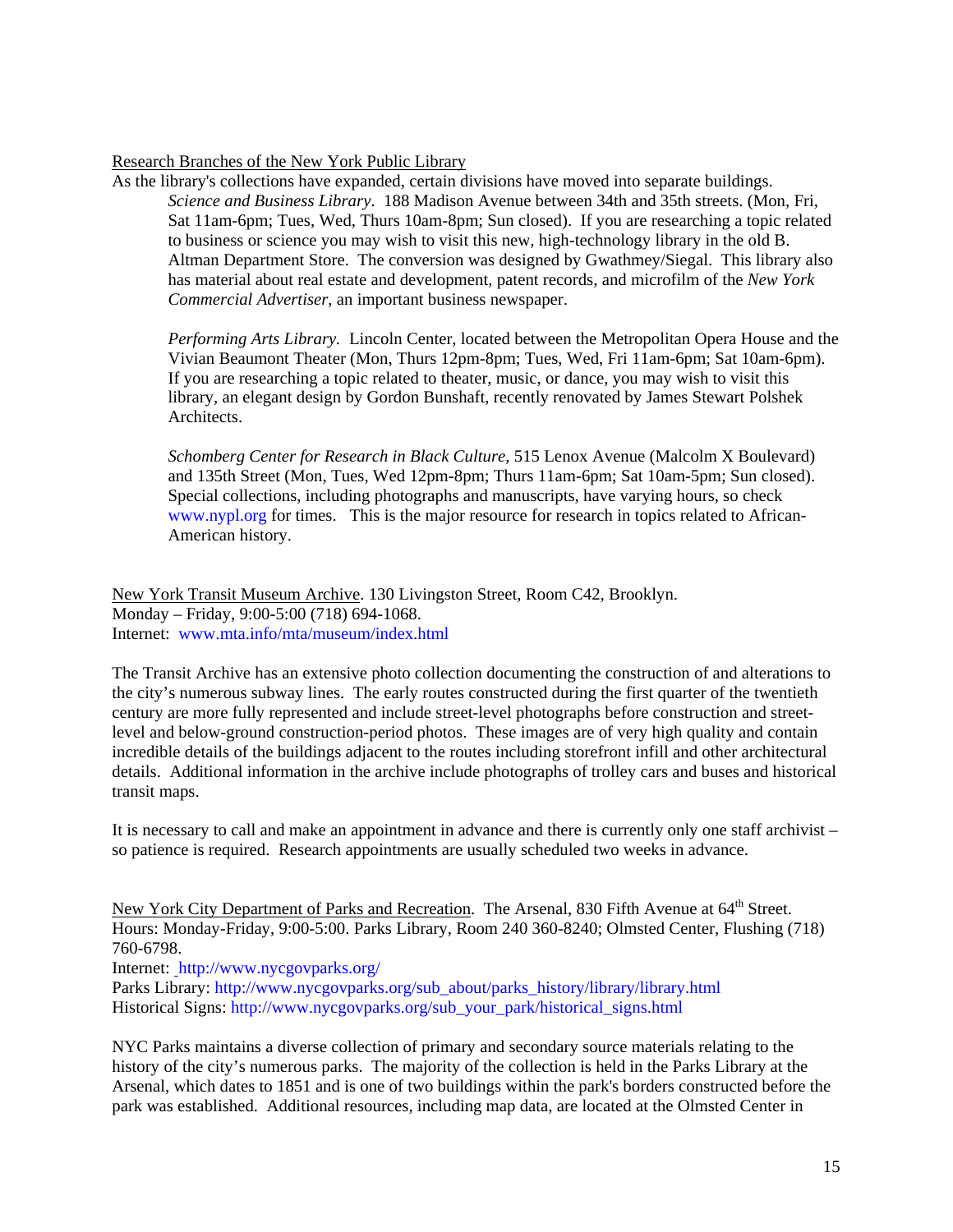Research Branches of the New York Public Library

As the library's collections have expanded, certain divisions have moved into separate buildings.

> *Science and Business Library.* 188 Madison Avenue between 34th and 35th streets. (Mon, Fri, Sat 11am-6pm; Tues, Wed, Thurs 10am-8pm; Sun closed). If you are researching a topic related to business or science you may wish to visit this new, high-technology library in the old B. Altman Department Store. The conversion was designed by Gwathmey/Siegal. This library also has material about real estate and development, patent records, and microfilm of the *New York Commercial Advertiser*, an important business newspaper.
>
> *Performing Arts Library.* Lincoln Center, located between the Metropolitan Opera House and the Vivian Beaumont Theater (Mon, Thurs 12pm-8pm; Tues, Wed, Fri 11am-6pm; Sat 10am-6pm). If you are researching a topic related to theater, music, or dance, you may wish to visit this library, an elegant design by Gordon Bunshaft, recently renovated by James Stewart Polshek Architects.
>
> *Schomberg Center for Research in Black Culture*, 515 Lenox Avenue (Malcolm X Boulevard) and 135th Street (Mon, Tues, Wed 12pm-8pm; Thurs 11am-6pm; Sat 10am-5pm; Sun closed). Special collections, including photographs and manuscripts, have varying hours, so check www.nypl.org for times. This is the major resource for research in topics related to African-American history.

New York Transit Museum Archive. 130 Livingston Street, Room C42, Brooklyn.
Monday – Friday, 9:00-5:00 (718) 694-1068.
Internet: www.mta.info/mta/museum/index.html

The Transit Archive has an extensive photo collection documenting the construction of and alterations to the city's numerous subway lines. The early routes constructed during the first quarter of the twentieth century are more fully represented and include street-level photographs before construction and street-level and below-ground construction-period photos. These images are of very high quality and contain incredible details of the buildings adjacent to the routes including storefront infill and other architectural details. Additional information in the archive include photographs of trolley cars and buses and historical transit maps.

It is necessary to call and make an appointment in advance and there is currently only one staff archivist – so patience is required. Research appointments are usually scheduled two weeks in advance.

New York City Department of Parks and Recreation. The Arsenal, 830 Fifth Avenue at 64th Street.
Hours: Monday-Friday, 9:00-5:00. Parks Library, Room 240 360-8240; Olmsted Center, Flushing (718) 760-6798.
Internet: http://www.nycgovparks.org/
Parks Library: http://www.nycgovparks.org/sub_about/parks_history/library/library.html
Historical Signs: http://www.nycgovparks.org/sub_your_park/historical_signs.html

NYC Parks maintains a diverse collection of primary and secondary source materials relating to the history of the city's numerous parks. The majority of the collection is held in the Parks Library at the Arsenal, which dates to 1851 and is one of two buildings within the park's borders constructed before the park was established. Additional resources, including map data, are located at the Olmsted Center in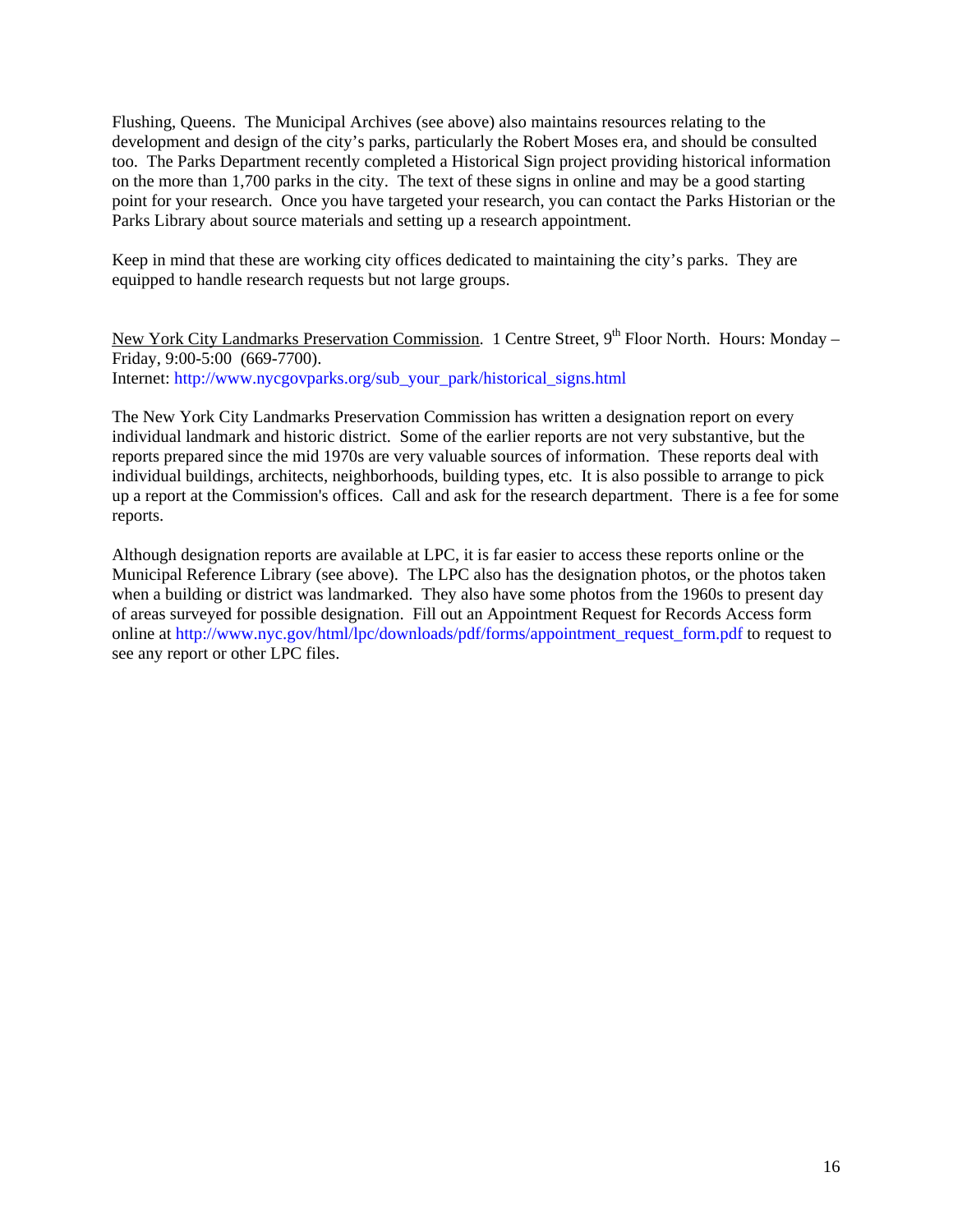Flushing, Queens. The Municipal Archives (see above) also maintains resources relating to the development and design of the city's parks, particularly the Robert Moses era, and should be consulted too. The Parks Department recently completed a Historical Sign project providing historical information on the more than 1,700 parks in the city. The text of these signs in online and may be a good starting point for your research. Once you have targeted your research, you can contact the Parks Historian or the Parks Library about source materials and setting up a research appointment.

Keep in mind that these are working city offices dedicated to maintaining the city's parks. They are equipped to handle research requests but not large groups.

<u>New York City Landmarks Preservation Commission</u>. 1 Centre Street, 9th Floor North. Hours: Monday – Friday, 9:00-5:00 (669-7700).
Internet: http://www.nycgovparks.org/sub_your_park/historical_signs.html

The New York City Landmarks Preservation Commission has written a designation report on every individual landmark and historic district. Some of the earlier reports are not very substantive, but the reports prepared since the mid 1970s are very valuable sources of information. These reports deal with individual buildings, architects, neighborhoods, building types, etc. It is also possible to arrange to pick up a report at the Commission's offices. Call and ask for the research department. There is a fee for some reports.

Although designation reports are available at LPC, it is far easier to access these reports online or the Municipal Reference Library (see above). The LPC also has the designation photos, or the photos taken when a building or district was landmarked. They also have some photos from the 1960s to present day of areas surveyed for possible designation. Fill out an Appointment Request for Records Access form online at http://www.nyc.gov/html/lpc/downloads/pdf/forms/appointment_request_form.pdf to request to see any report or other LPC files.